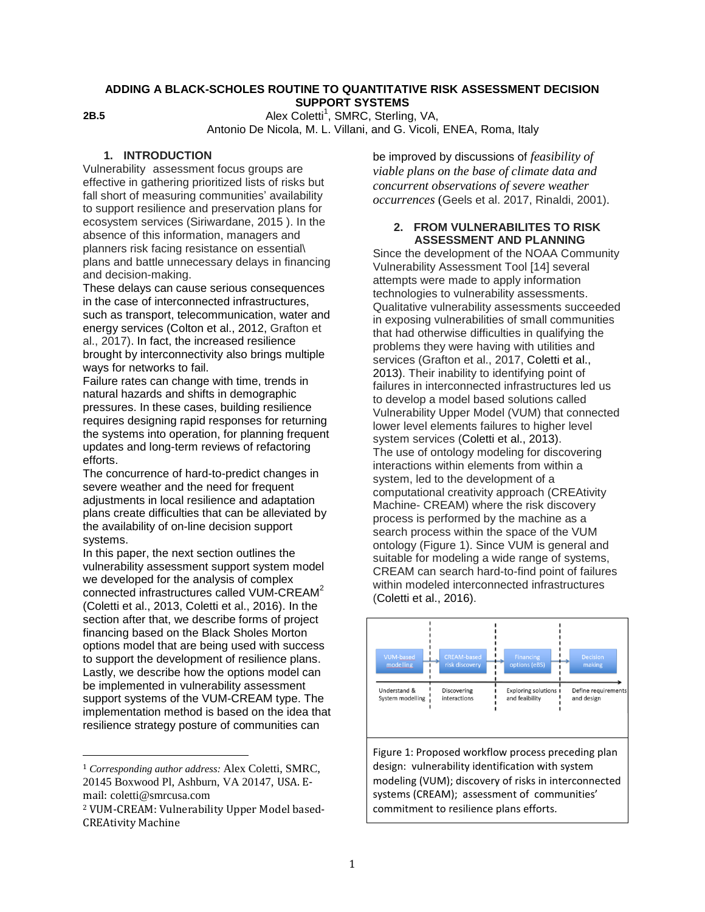# ADDING A BLACK-SCHOLES ROUTINE TO QUANTITATIVE RISK ASSESSMENT DECISION SUPPORT SYSTEMS

**2B.5**

Alex Coletti[1], SMRC, Sterling, VA,
Antonio De Nicola, M. L. Villani, and G. Vicoli, ENEA, Roma, Italy

## 1. INTRODUCTION

Vulnerability assessment focus groups are effective in gathering prioritized lists of risks but fall short of measuring communities' availability to support resilience and preservation plans for ecosystem services (Siriwardane, 2015 ). In the absence of this information, managers and planners risk facing resistance on essential\ plans and battle unnecessary delays in financing and decision-making.

These delays can cause serious consequences in the case of interconnected infrastructures, such as transport, telecommunication, water and energy services (Colton et al., 2012, Grafton et al., 2017). In fact, the increased resilience brought by interconnectivity also brings multiple ways for networks to fail.

Failure rates can change with time, trends in natural hazards and shifts in demographic pressures. In these cases, building resilience requires designing rapid responses for returning the systems into operation, for planning frequent updates and long-term reviews of refactoring efforts.

The concurrence of hard-to-predict changes in severe weather and the need for frequent adjustments in local resilience and adaptation plans create difficulties that can be alleviated by the availability of on-line decision support systems.

In this paper, the next section outlines the vulnerability assessment support system model we developed for the analysis of complex connected infrastructures called VUM-CREAM[2] (Coletti et al., 2013, Coletti et al., 2016). In the section after that, we describe forms of project financing based on the Black Sholes Morton options model that are being used with success to support the development of resilience plans. Lastly, we describe how the options model can be implemented in vulnerability assessment support systems of the VUM-CREAM type. The implementation method is based on the idea that resilience strategy posture of communities can be improved by discussions of *feasibility of viable plans on the base of climate data and concurrent observations of severe weather occurrences* (Geels et al. 2017, Rinaldi, 2001).

## 2. FROM VULNERABILITES TO RISK ASSESSMENT AND PLANNING

Since the development of the NOAA Community Vulnerability Assessment Tool [14] several attempts were made to apply information technologies to vulnerability assessments. Qualitative vulnerability assessments succeeded in exposing vulnerabilities of small communities that had otherwise difficulties in qualifying the problems they were having with utilities and services (Grafton et al., 2017, Coletti et al., 2013). Their inability to identifying point of failures in interconnected infrastructures led us to develop a model based solutions called Vulnerability Upper Model (VUM) that connected lower level elements failures to higher level system services (Coletti et al., 2013).

The use of ontology modeling for discovering interactions within elements from within a system, led to the development of a computational creativity approach (CREAtivity Machine- CREAM) where the risk discovery process is performed by the machine as a search process within the space of the VUM ontology (Figure 1). Since VUM is general and suitable for modeling a wide range of systems, CREAM can search hard-to-find point of failures within modeled interconnected infrastructures (Coletti et al., 2016).

| VUM-based modelling | CREAM-based risk discovery | Financing options (eBS) | Decision making |
|---|---|---|---|
| Understand & System modelling | Discovering interactions | Exploring solutions and feaibility | Define requirements and design |

Figure 1: Proposed workflow process preceding plan design: vulnerability identification with system modeling (VUM); discovery of risks in interconnected systems (CREAM); assessment of communities' commitment to resilience plans efforts.

---

[1] *Corresponding author address:* Alex Coletti, SMRC, 20145 Boxwood Pl, Ashburn, VA 20147, USA. E-mail: coletti@smrcusa.com

[2] VUM-CREAM: Vulnerability Upper Model based-CREAtivity Machine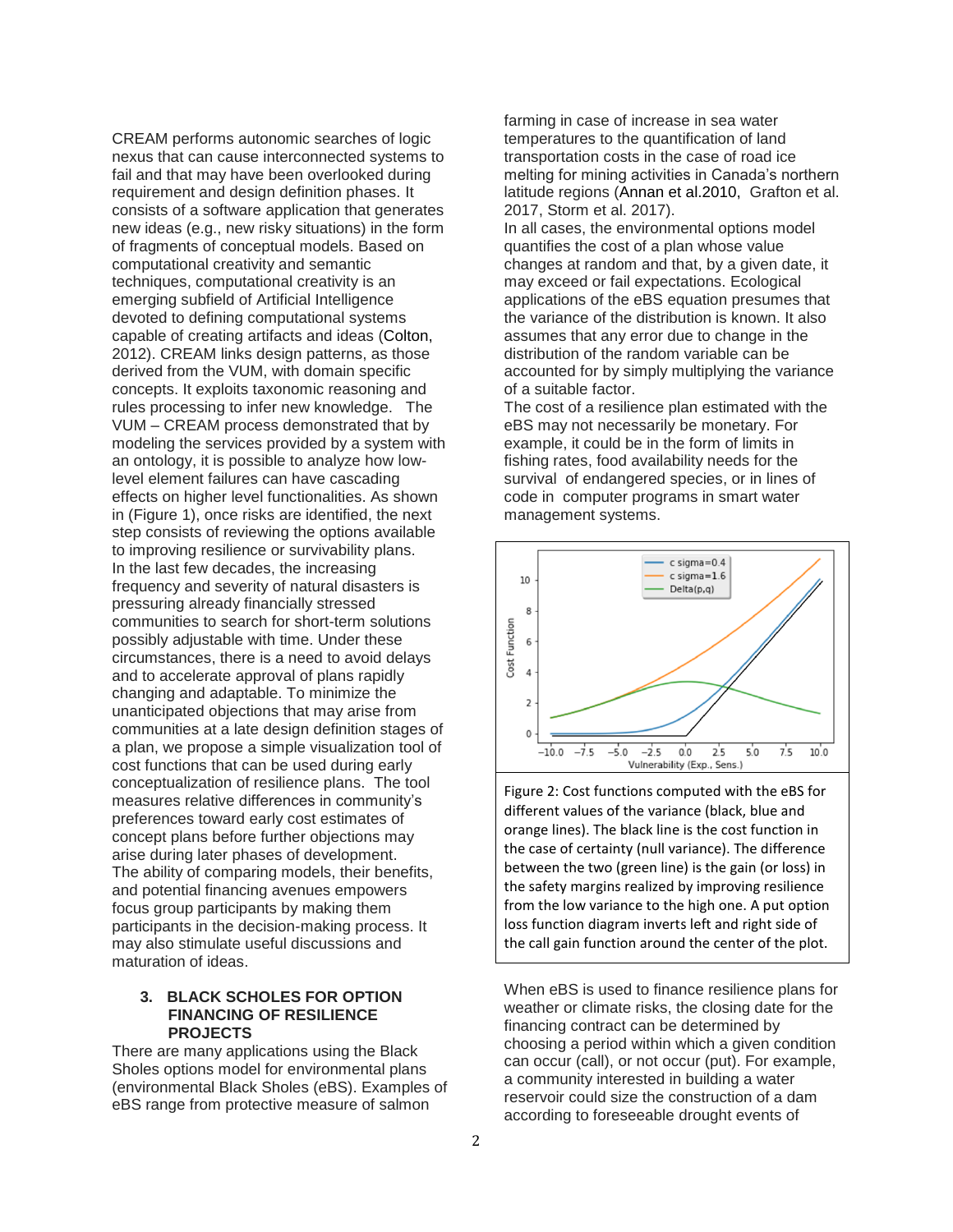CREAM performs autonomic searches of logic nexus that can cause interconnected systems to fail and that may have been overlooked during requirement and design definition phases. It consists of a software application that generates new ideas (e.g., new risky situations) in the form of fragments of conceptual models. Based on computational creativity and semantic techniques, computational creativity is an emerging subfield of Artificial Intelligence devoted to defining computational systems capable of creating artifacts and ideas (Colton, 2012). CREAM links design patterns, as those derived from the VUM, with domain specific concepts. It exploits taxonomic reasoning and rules processing to infer new knowledge. The VUM – CREAM process demonstrated that by modeling the services provided by a system with an ontology, it is possible to analyze how low-level element failures can have cascading effects on higher level functionalities. As shown in (Figure 1), once risks are identified, the next step consists of reviewing the options available to improving resilience or survivability plans.

In the last few decades, the increasing frequency and severity of natural disasters is pressuring already financially stressed communities to search for short-term solutions possibly adjustable with time. Under these circumstances, there is a need to avoid delays and to accelerate approval of plans rapidly changing and adaptable. To minimize the unanticipated objections that may arise from communities at a late design definition stages of a plan, we propose a simple visualization tool of cost functions that can be used during early conceptualization of resilience plans. The tool measures relative differences in community's preferences toward early cost estimates of concept plans before further objections may arise during later phases of development.

The ability of comparing models, their benefits, and potential financing avenues empowers focus group participants by making them participants in the decision-making process. It may also stimulate useful discussions and maturation of ideas.

## 3. BLACK SCHOLES FOR OPTION FINANCING OF RESILIENCE PROJECTS

There are many applications using the Black Sholes options model for environmental plans (environmental Black Sholes (eBS). Examples of eBS range from protective measure of salmon farming in case of increase in sea water temperatures to the quantification of land transportation costs in the case of road ice melting for mining activities in Canada's northern latitude regions (Annan et al.2010, Grafton et al. 2017, Storm et al. 2017).

In all cases, the environmental options model quantifies the cost of a plan whose value changes at random and that, by a given date, it may exceed or fail expectations. Ecological applications of the eBS equation presumes that the variance of the distribution is known. It also assumes that any error due to change in the distribution of the random variable can be accounted for by simply multiplying the variance of a suitable factor.

The cost of a resilience plan estimated with the eBS may not necessarily be monetary. For example, it could be in the form of limits in fishing rates, food availability needs for the survival of endangered species, or in lines of code in computer programs in smart water management systems.

Figure 2: Cost functions computed with the eBS for different values of the variance (black, blue and orange lines). The black line is the cost function in the case of certainty (null variance). The difference between the two (green line) is the gain (or loss) in the safety margins realized by improving resilience from the low variance to the high one. A put option loss function diagram inverts left and right side of the call gain function around the center of the plot.

When eBS is used to finance resilience plans for weather or climate risks, the closing date for the financing contract can be determined by choosing a period within which a given condition can occur (call), or not occur (put). For example, a community interested in building a water reservoir could size the construction of a dam according to foreseeable drought events of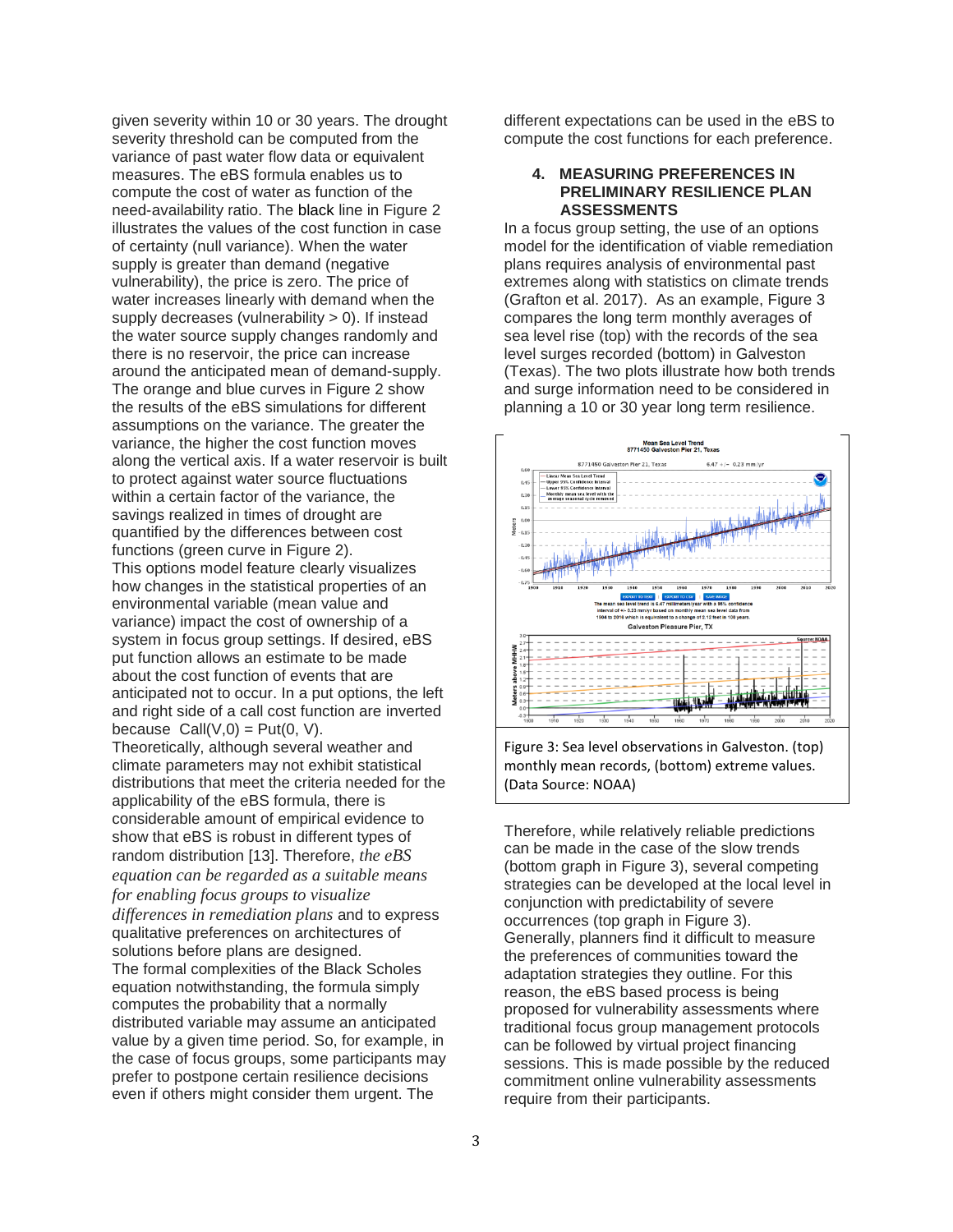given severity within 10 or 30 years. The drought severity threshold can be computed from the variance of past water flow data or equivalent measures. The eBS formula enables us to compute the cost of water as function of the need-availability ratio. The black line in Figure 2 illustrates the values of the cost function in case of certainty (null variance). When the water supply is greater than demand (negative vulnerability), the price is zero. The price of water increases linearly with demand when the supply decreases (vulnerability > 0). If instead the water source supply changes randomly and there is no reservoir, the price can increase around the anticipated mean of demand-supply. The orange and blue curves in Figure 2 show the results of the eBS simulations for different assumptions on the variance. The greater the variance, the higher the cost function moves along the vertical axis. If a water reservoir is built to protect against water source fluctuations within a certain factor of the variance, the savings realized in times of drought are quantified by the differences between cost functions (green curve in Figure 2).

This options model feature clearly visualizes how changes in the statistical properties of an environmental variable (mean value and variance) impact the cost of ownership of a system in focus group settings. If desired, eBS put function allows an estimate to be made about the cost function of events that are anticipated not to occur. In a put options, the left and right side of a call cost function are inverted because $\text{Call}(V,0) = \text{Put}(0, V)$.

Theoretically, although several weather and climate parameters may not exhibit statistical distributions that meet the criteria needed for the applicability of the eBS formula, there is considerable amount of empirical evidence to show that eBS is robust in different types of random distribution [13]. Therefore, *the eBS equation can be regarded as a suitable means for enabling focus groups to visualize differences in remediation plans* and to express qualitative preferences on architectures of solutions before plans are designed.

The formal complexities of the Black Scholes equation notwithstanding, the formula simply computes the probability that a normally distributed variable may assume an anticipated value by a given time period. So, for example, in the case of focus groups, some participants may prefer to postpone certain resilience decisions even if others might consider them urgent. The different expectations can be used in the eBS to compute the cost functions for each preference.

## 4. MEASURING PREFERENCES IN PRELIMINARY RESILIENCE PLAN ASSESSMENTS

In a focus group setting, the use of an options model for the identification of viable remediation plans requires analysis of environmental past extremes along with statistics on climate trends (Grafton et al. 2017). As an example, Figure 3 compares the long term monthly averages of sea level rise (top) with the records of the sea level surges recorded (bottom) in Galveston (Texas). The two plots illustrate how both trends and surge information need to be considered in planning a 10 or 30 year long term resilience.

Figure 3: Sea level observations in Galveston. (top) monthly mean records, (bottom) extreme values. (Data Source: NOAA)

Therefore, while relatively reliable predictions can be made in the case of the slow trends (bottom graph in Figure 3), several competing strategies can be developed at the local level in conjunction with predictability of severe occurrences (top graph in Figure 3).

Generally, planners find it difficult to measure the preferences of communities toward the adaptation strategies they outline. For this reason, the eBS based process is being proposed for vulnerability assessments where traditional focus group management protocols can be followed by virtual project financing sessions. This is made possible by the reduced commitment online vulnerability assessments require from their participants.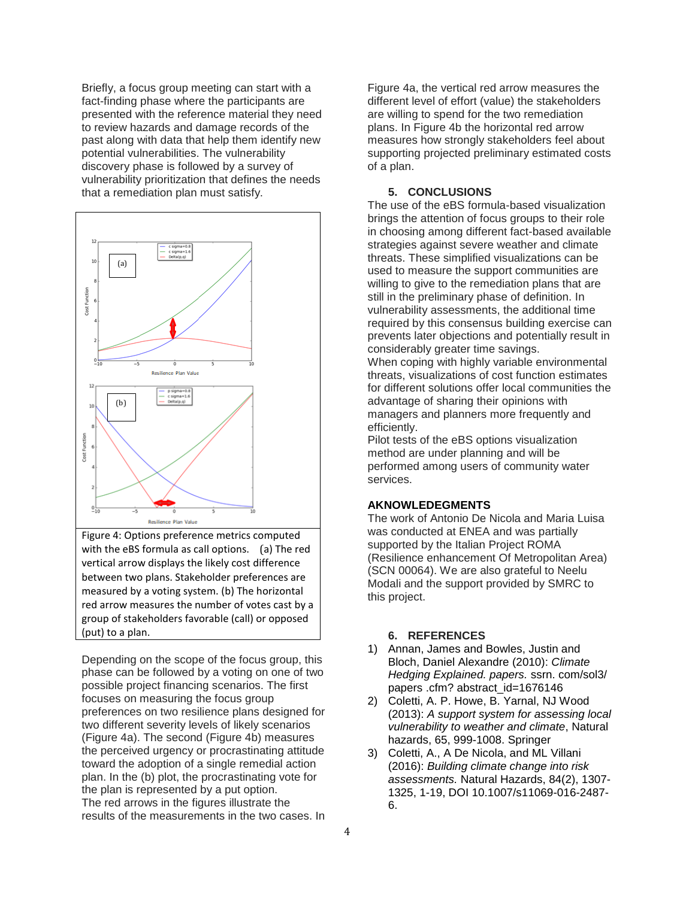Briefly, a focus group meeting can start with a fact-finding phase where the participants are presented with the reference material they need to review hazards and damage records of the past along with data that help them identify new potential vulnerabilities. The vulnerability discovery phase is followed by a survey of vulnerability prioritization that defines the needs that a remediation plan must satisfy.

Figure 4: Options preference metrics computed with the eBS formula as call options. (a) The red vertical arrow displays the likely cost difference between two plans. Stakeholder preferences are measured by a voting system. (b) The horizontal red arrow measures the number of votes cast by a group of stakeholders favorable (call) or opposed (put) to a plan.

Depending on the scope of the focus group, this phase can be followed by a voting on one of two possible project financing scenarios. The first focuses on measuring the focus group preferences on two resilience plans designed for two different severity levels of likely scenarios (Figure 4a). The second (Figure 4b) measures the perceived urgency or procrastinating attitude toward the adoption of a single remedial action plan. In the (b) plot, the procrastinating vote for the plan is represented by a put option.

The red arrows in the figures illustrate the results of the measurements in the two cases. In Figure 4a, the vertical red arrow measures the different level of effort (value) the stakeholders are willing to spend for the two remediation plans. In Figure 4b the horizontal red arrow measures how strongly stakeholders feel about supporting projected preliminary estimated costs of a plan.

## 5. CONCLUSIONS

The use of the eBS formula-based visualization brings the attention of focus groups to their role in choosing among different fact-based available strategies against severe weather and climate threats. These simplified visualizations can be used to measure the support communities are willing to give to the remediation plans that are still in the preliminary phase of definition. In vulnerability assessments, the additional time required by this consensus building exercise can prevents later objections and potentially result in considerably greater time savings.

When coping with highly variable environmental threats, visualizations of cost function estimates for different solutions offer local communities the advantage of sharing their opinions with managers and planners more frequently and efficiently.

Pilot tests of the eBS options visualization method are under planning and will be performed among users of community water services.

## AKNOWLEDEGMENTS

The work of Antonio De Nicola and Maria Luisa was conducted at ENEA and was partially supported by the Italian Project ROMA (Resilience enhancement Of Metropolitan Area) (SCN 00064). We are also grateful to Neelu Modali and the support provided by SMRC to this project.

## 6. REFERENCES

1) Annan, James and Bowles, Justin and Bloch, Daniel Alexandre (2010): *Climate Hedging Explained. papers.* ssrn. com/sol3/ papers .cfm? abstract_id=1676146
2) Coletti, A. P. Howe, B. Yarnal, NJ Wood (2013): *A support system for assessing local vulnerability to weather and climate*, Natural hazards, 65, 999-1008. Springer
3) Coletti, A., A De Nicola, and ML Villani (2016): *Building climate change into risk assessments.* Natural Hazards, 84(2), 1307-1325, 1-19, DOI 10.1007/s11069-016-2487-6.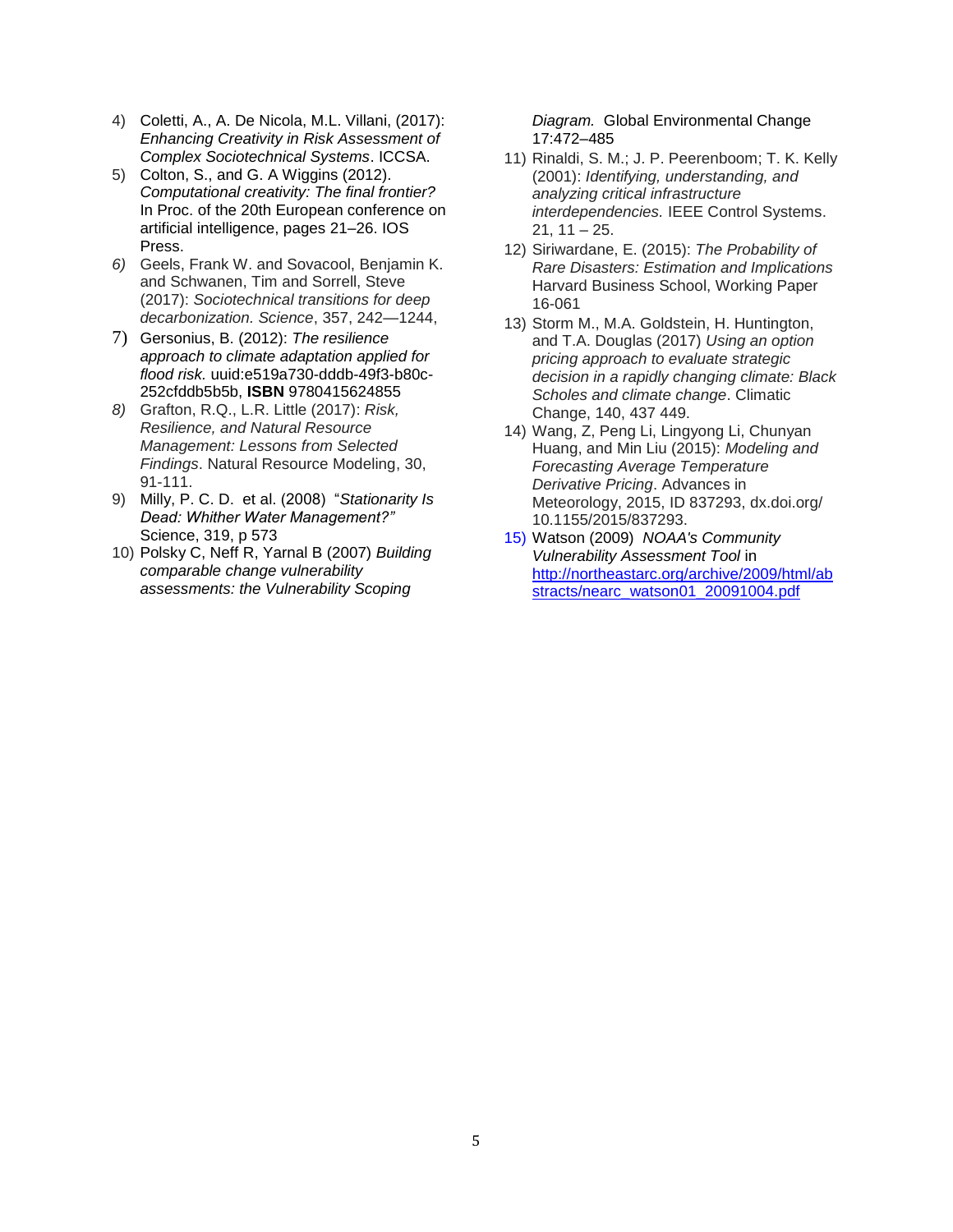4) Coletti, A., A. De Nicola, M.L. Villani, (2017): *Enhancing Creativity in Risk Assessment of Complex Sociotechnical Systems*. ICCSA.
5) Colton, S., and G. A Wiggins (2012). *Computational creativity: The final frontier?* In Proc. of the 20th European conference on artificial intelligence, pages 21–26. IOS Press.
6) Geels, Frank W. and Sovacool, Benjamin K. and Schwanen, Tim and Sorrell, Steve (2017): *Sociotechnical transitions for deep decarbonization. Science*, 357, 242—1244,
7) Gersonius, B. (2012): *The resilience approach to climate adaptation applied for flood risk.* uuid:e519a730-dddb-49f3-b80c-252cfddb5b5b, **ISBN** 9780415624855
8) Grafton, R.Q., L.R. Little (2017): *Risk, Resilience, and Natural Resource Management: Lessons from Selected Findings*. Natural Resource Modeling, 30, 91-111.
9) Milly, P. C. D. et al. (2008) "*Stationarity Is Dead: Whither Water Management?"* Science, 319, p 573
10) Polsky C, Neff R, Yarnal B (2007) *Building comparable change vulnerability assessments: the Vulnerability Scoping Diagram.* Global Environmental Change 17:472–485
11) Rinaldi, S. M.; J. P. Peerenboom; T. K. Kelly (2001): *Identifying, understanding, and analyzing critical infrastructure interdependencies.* IEEE Control Systems. 21, 11 – 25.
12) Siriwardane, E. (2015): *The Probability of Rare Disasters: Estimation and Implications* Harvard Business School, Working Paper 16-061
13) Storm M., M.A. Goldstein, H. Huntington, and T.A. Douglas (2017) *Using an option pricing approach to evaluate strategic decision in a rapidly changing climate: Black Scholes and climate change*. Climatic Change, 140, 437 449.
14) Wang, Z, Peng Li, Lingyong Li, Chunyan Huang, and Min Liu (2015): *Modeling and Forecasting Average Temperature Derivative Pricing*. Advances in Meteorology, 2015, ID 837293, dx.doi.org/ 10.1155/2015/837293.
15) Watson (2009) *NOAA's Community Vulnerability Assessment Tool* in [http://northeastarc.org/archive/2009/html/abstracts/nearc_watson01_20091004.pdf](http://northeastarc.org/archive/2009/html/abstracts/nearc_watson01_20091004.pdf)